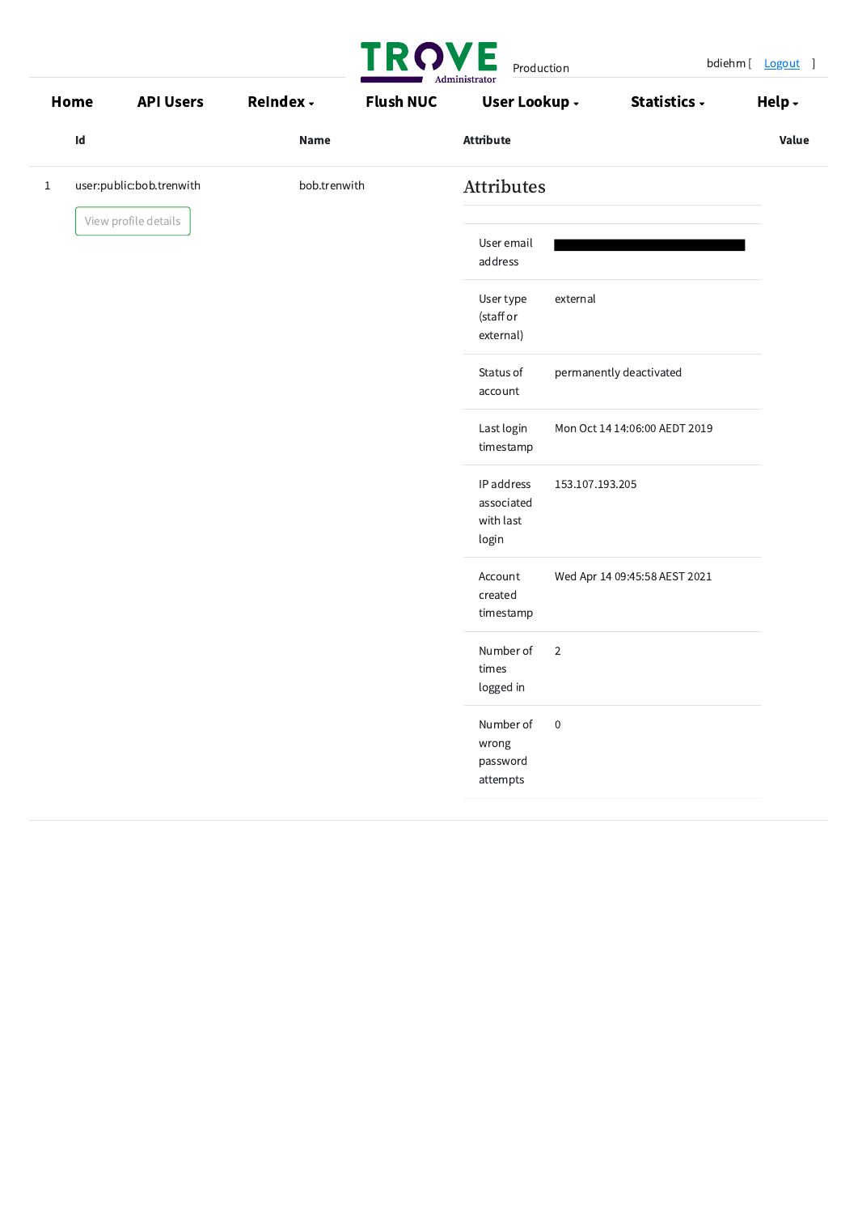TROVE Administrator Production

bdiehm [ Logout ]

Home | API Users | ReIndex | Flush NUC | User Lookup | Statistics | Help

| Id | | Name | Attribute | Value |
|---|---|---|---|---|
| 1 | user:public:bob.trenwith<br>View profile details | bob.trenwith | | |

## Attributes

| Attribute | Value |
|---|---|
| User email address | ████████████ |
| User type (staff or external) | external |
| Status of account | permanently deactivated |
| Last login timestamp | Mon Oct 14 14:06:00 AEDT 2019 |
| IP address associated with last login | 153.107.193.205 |
| Account created timestamp | Wed Apr 14 09:45:58 AEST 2021 |
| Number of times logged in | 2 |
| Number of wrong password attempts | 0 |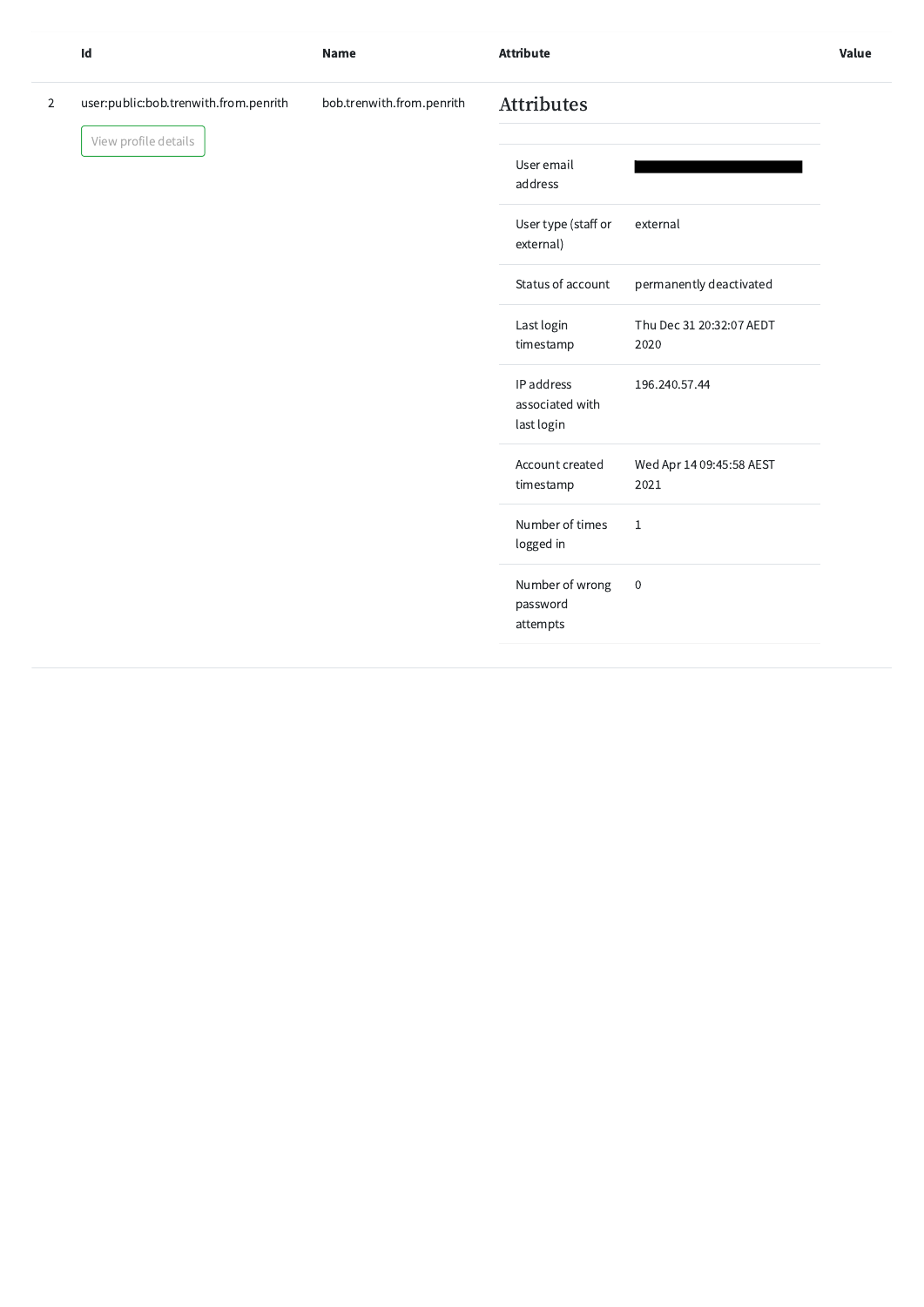| | Id | Name | Attribute | Value |
|---|---|---|---|---|
| 2 | user:public:bob.trenwith.from.penrith<br>View profile details | bob.trenwith.from.penrith | **Attributes** | |
| | | | User email address | ████████████ |
| | | | User type (staff or external) | external |
| | | | Status of account | permanently deactivated |
| | | | Last login timestamp | Thu Dec 31 20:32:07 AEDT 2020 |
| | | | IP address associated with last login | 196.240.57.44 |
| | | | Account created timestamp | Wed Apr 14 09:45:58 AEST 2021 |
| | | | Number of times logged in | 1 |
| | | | Number of wrong password attempts | 0 |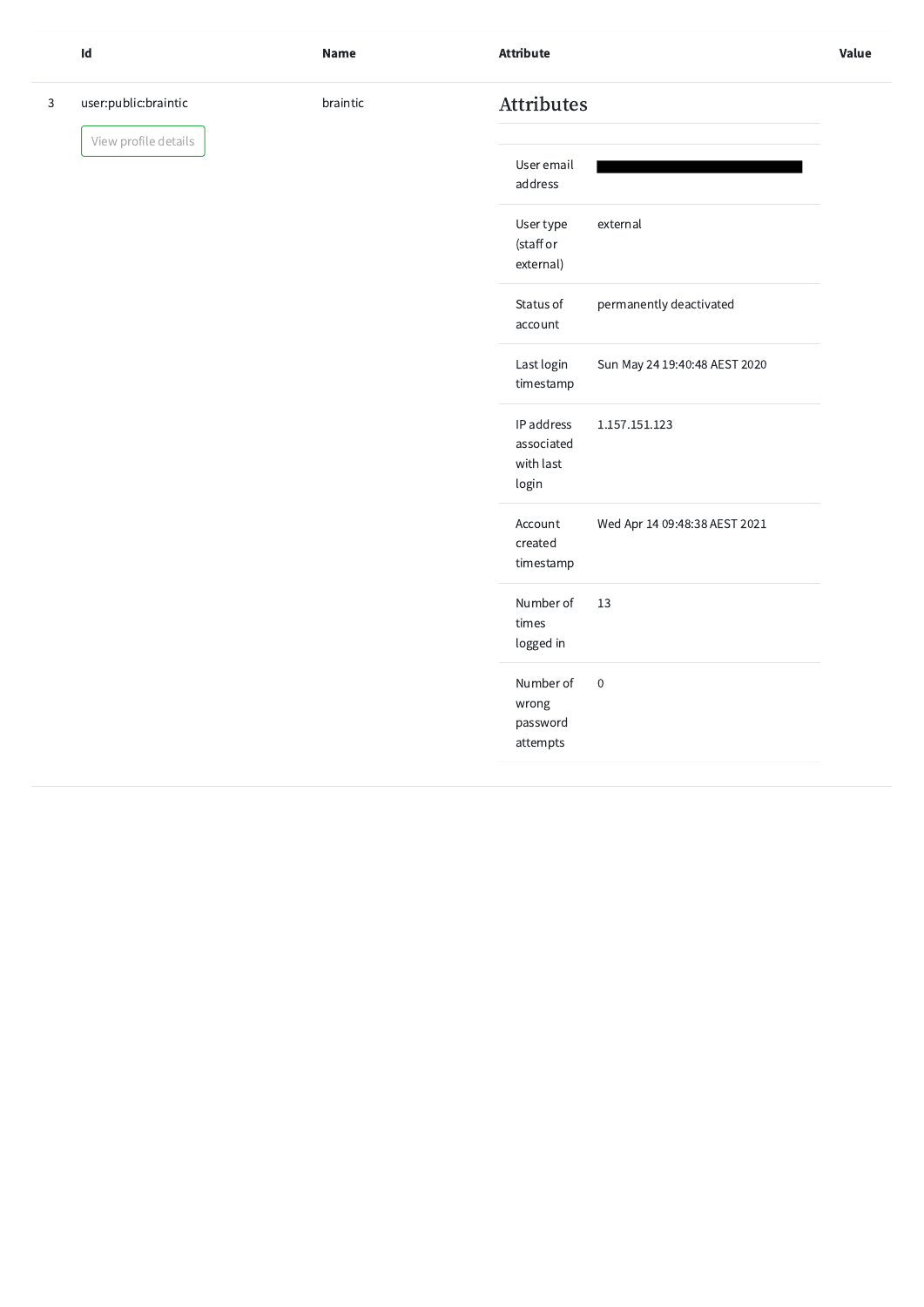| | Id | Name | Attribute | Value |
|---|---|---|---|---|
| 3 | user:public:braintic<br>View profile details | braintic | **Attributes** | |

| | |
|---|---|
| User email address | ████████████████ |
| User type (staff or external) | external |
| Status of account | permanently deactivated |
| Last login timestamp | Sun May 24 19:40:48 AEST 2020 |
| IP address associated with last login | 1.157.151.123 |
| Account created timestamp | Wed Apr 14 09:48:38 AEST 2021 |
| Number of times logged in | 13 |
| Number of wrong password attempts | 0 |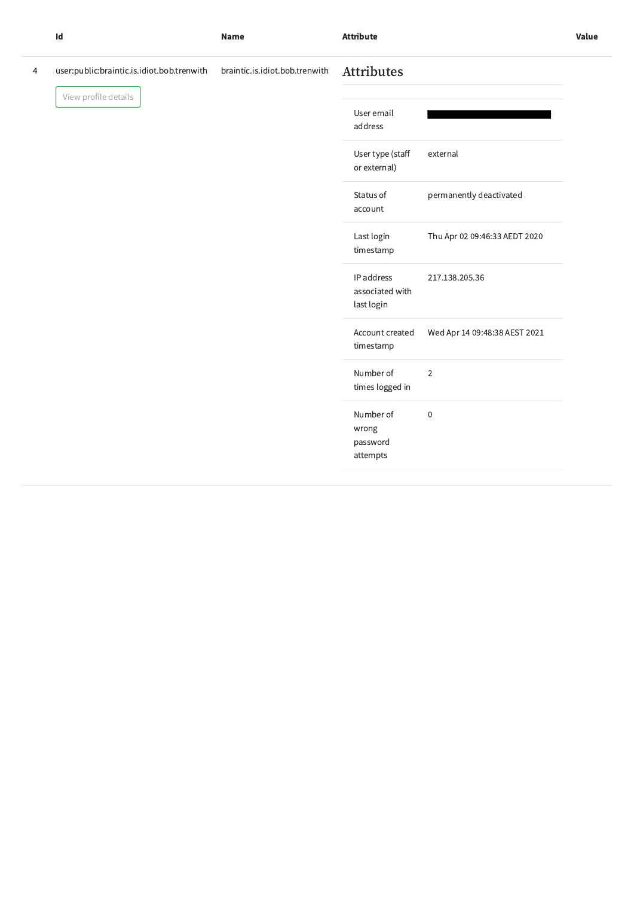|  | Id | Name | Attribute | Value |
|---|---|---|---|---|
| 4 | user:public:braintic.is.idiot.bob.trenwith<br>View profile details | braintic.is.idiot.bob.trenwith | **Attributes** | |

### Attributes

| | |
|---|---|
| User email address | ████████████ |
| User type (staff or external) | external |
| Status of account | permanently deactivated |
| Last login timestamp | Thu Apr 02 09:46:33 AEDT 2020 |
| IP address associated with last login | 217.138.205.36 |
| Account created timestamp | Wed Apr 14 09:48:38 AEST 2021 |
| Number of times logged in | 2 |
| Number of wrong password attempts | 0 |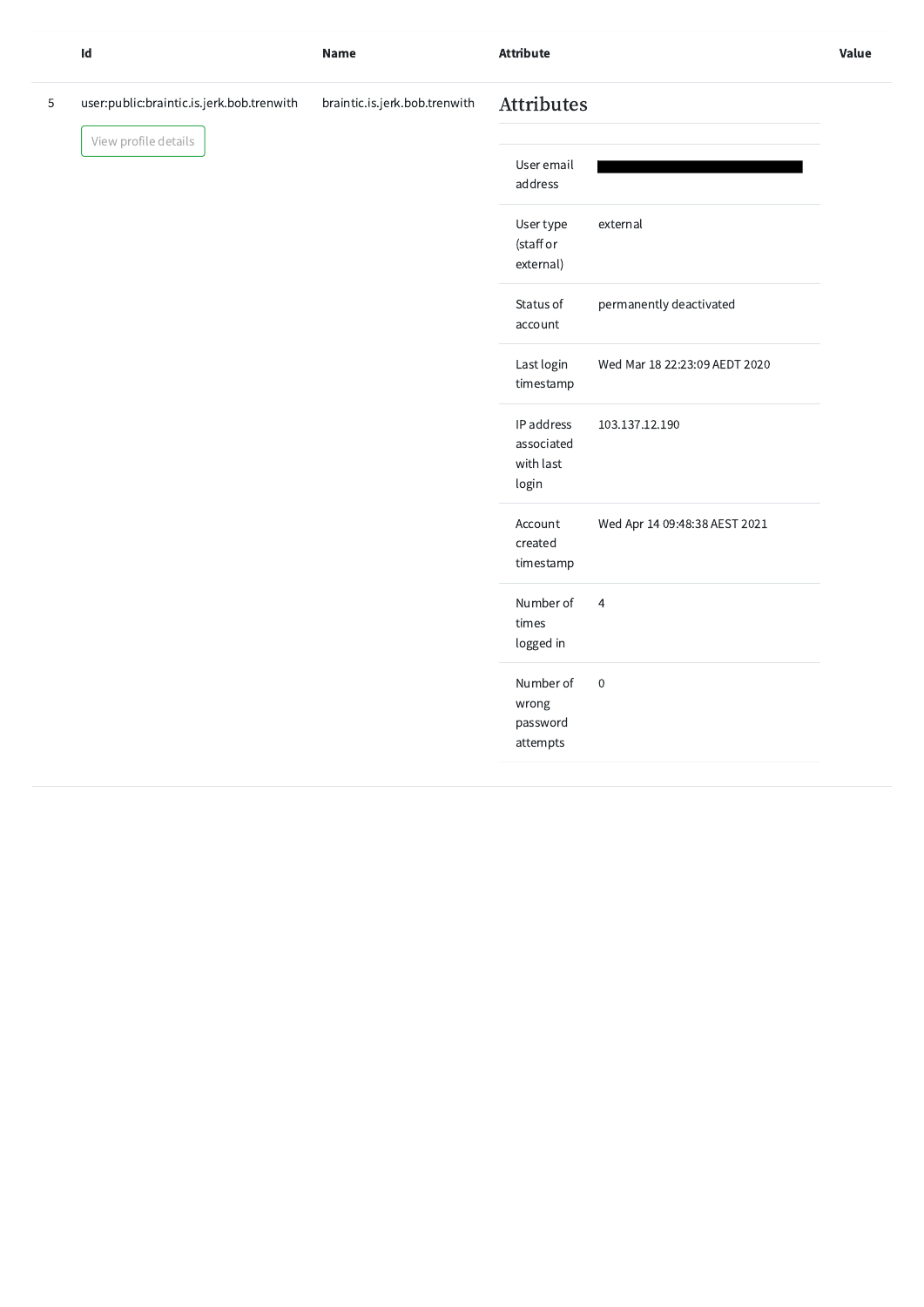| | Id | Name | Attribute | Value |
|---|---|---|---|---|
| 5 | user:public:braintic.is.jerk.bob.trenwith<br>View profile details | braintic.is.jerk.bob.trenwith | **Attributes** | |

| Attribute | Value |
|---|---|
| User email address | ████████████ |
| User type (staff or external) | external |
| Status of account | permanently deactivated |
| Last login timestamp | Wed Mar 18 22:23:09 AEDT 2020 |
| IP address associated with last login | 103.137.12.190 |
| Account created timestamp | Wed Apr 14 09:48:38 AEST 2021 |
| Number of times logged in | 4 |
| Number of wrong password attempts | 0 |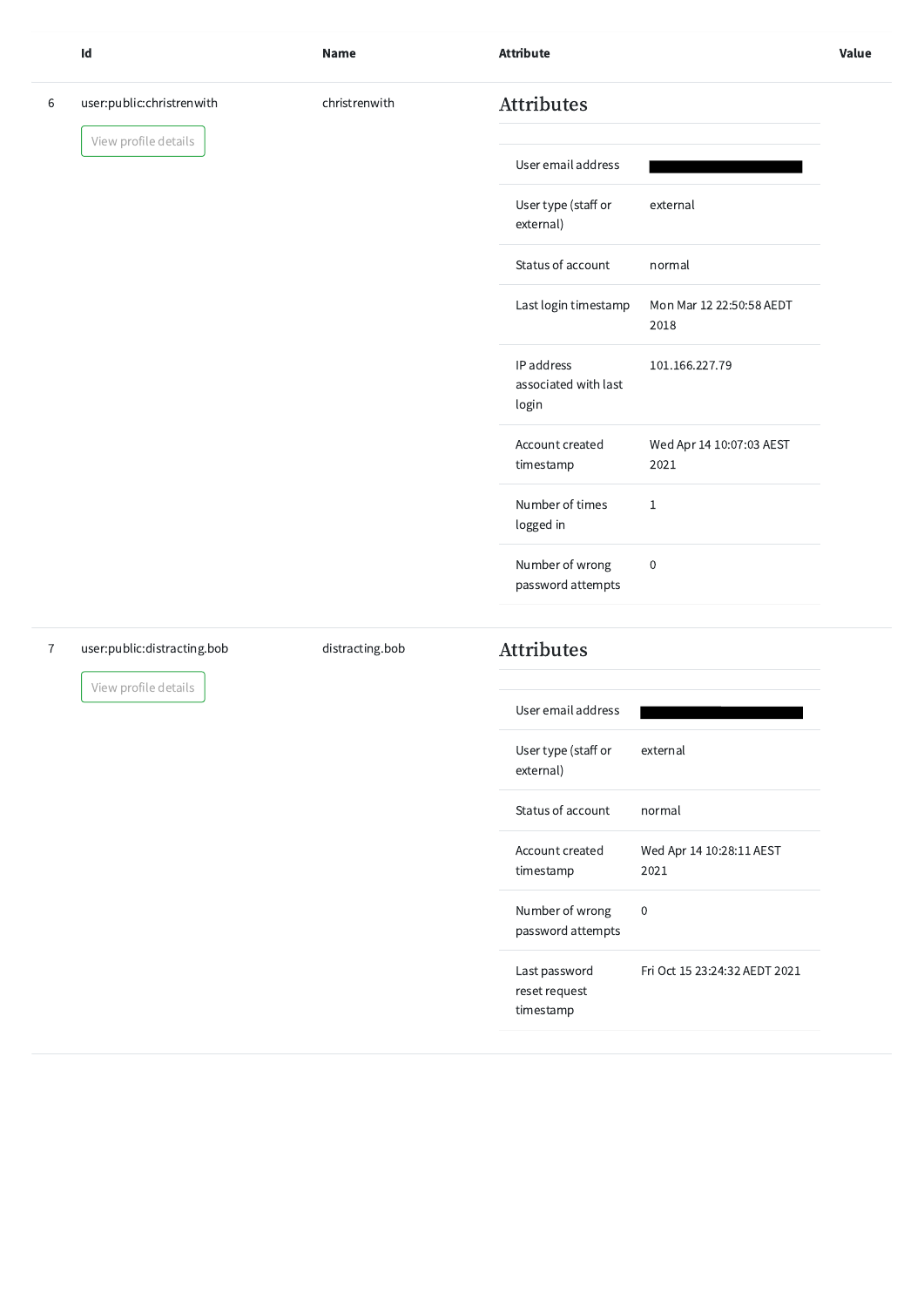| | Id | Name | Attribute | Value |
|---|---|---|---|---|
| 6 | user:public:christrenwith<br>View profile details | christrenwith | **Attributes**<br>User email address: ████████<br>User type (staff or external): external<br>Status of account: normal<br>Last login timestamp: Mon Mar 12 22:50:58 AEDT 2018<br>IP address associated with last login: 101.166.227.79<br>Account created timestamp: Wed Apr 14 10:07:03 AEST 2021<br>Number of times logged in: 1<br>Number of wrong password attempts: 0 | |
| 7 | user:public:distracting.bob<br>View profile details | distracting.bob | **Attributes**<br>User email address: ████████<br>User type (staff or external): external<br>Status of account: normal<br>Account created timestamp: Wed Apr 14 10:28:11 AEST 2021<br>Number of wrong password attempts: 0<br>Last password reset request timestamp: Fri Oct 15 23:24:32 AEDT 2021 | |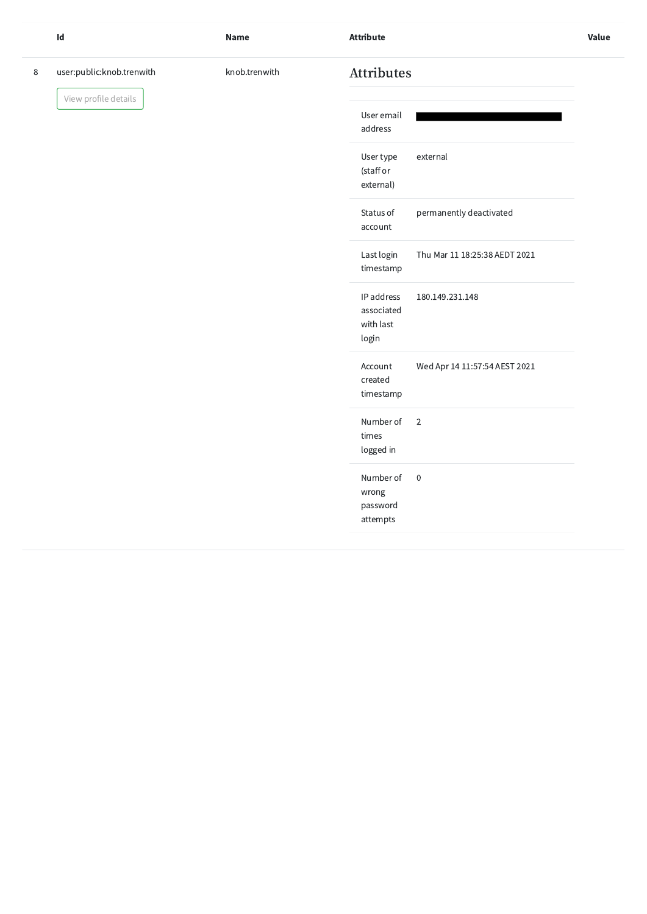| | Id | Name | Attribute | Value |
|---|---|---|---|---|
| 8 | user:public:knob.trenwith<br>View profile details | knob.trenwith | **Attributes** | |
| | | | User email address | ██████████ |
| | | | User type (staff or external) | external |
| | | | Status of account | permanently deactivated |
| | | | Last login timestamp | Thu Mar 11 18:25:38 AEDT 2021 |
| | | | IP address associated with last login | 180.149.231.148 |
| | | | Account created timestamp | Wed Apr 14 11:57:54 AEST 2021 |
| | | | Number of times logged in | 2 |
| | | | Number of wrong password attempts | 0 |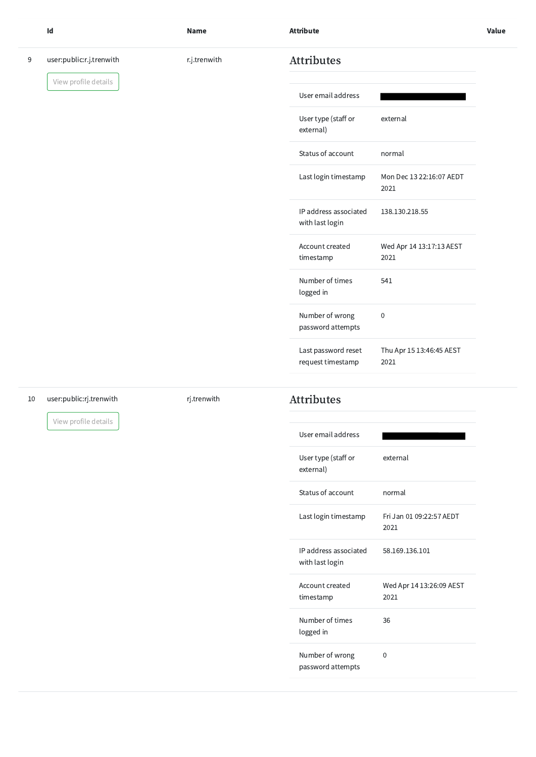| | Id | Name | Attribute | Value |
|---|---|---|---|---|
| 9 | user:public:r.j.trenwith<br>View profile details | r.j.trenwith | **Attributes** | |
| | | | User email address | ████████ |
| | | | User type (staff or external) | external |
| | | | Status of account | normal |
| | | | Last login timestamp | Mon Dec 13 22:16:07 AEDT 2021 |
| | | | IP address associated with last login | 138.130.218.55 |
| | | | Account created timestamp | Wed Apr 14 13:17:13 AEST 2021 |
| | | | Number of times logged in | 541 |
| | | | Number of wrong password attempts | 0 |
| | | | Last password reset request timestamp | Thu Apr 15 13:46:45 AEST 2021 |
| 10 | user:public:rj.trenwith<br>View profile details | rj.trenwith | **Attributes** | |
| | | | User email address | ████████ |
| | | | User type (staff or external) | external |
| | | | Status of account | normal |
| | | | Last login timestamp | Fri Jan 01 09:22:57 AEDT 2021 |
| | | | IP address associated with last login | 58.169.136.101 |
| | | | Account created timestamp | Wed Apr 14 13:26:09 AEST 2021 |
| | | | Number of times logged in | 36 |
| | | | Number of wrong password attempts | 0 |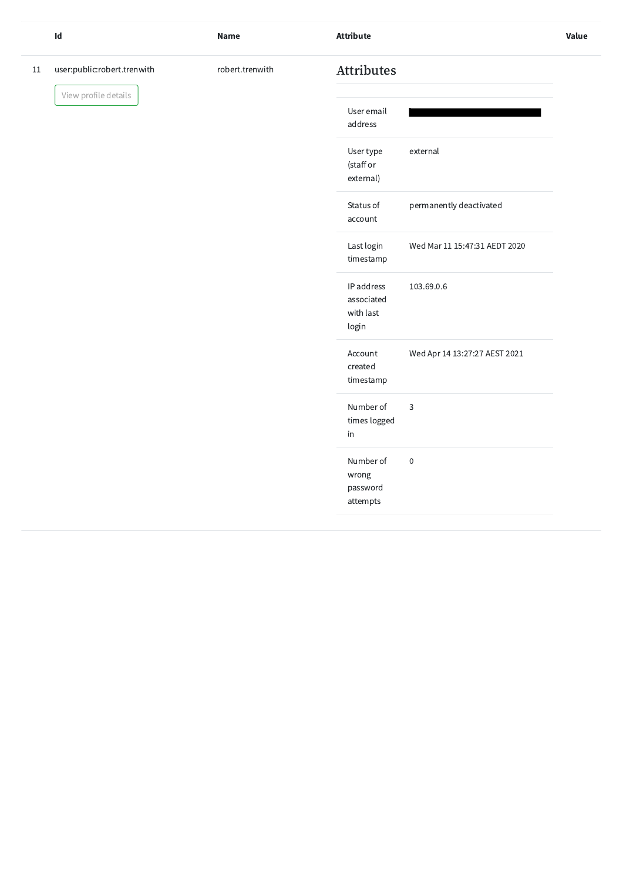| | Id | Name | Attribute | Value |
|---|---|---|---|---|
| 11 | user:public:robert.trenwith<br>View profile details | robert.trenwith | **Attributes** | |
| | | | User email address | ████████████ |
| | | | User type (staff or external) | external |
| | | | Status of account | permanently deactivated |
| | | | Last login timestamp | Wed Mar 11 15:47:31 AEDT 2020 |
| | | | IP address associated with last login | 103.69.0.6 |
| | | | Account created timestamp | Wed Apr 14 13:27:27 AEST 2021 |
| | | | Number of times logged in | 3 |
| | | | Number of wrong password attempts | 0 |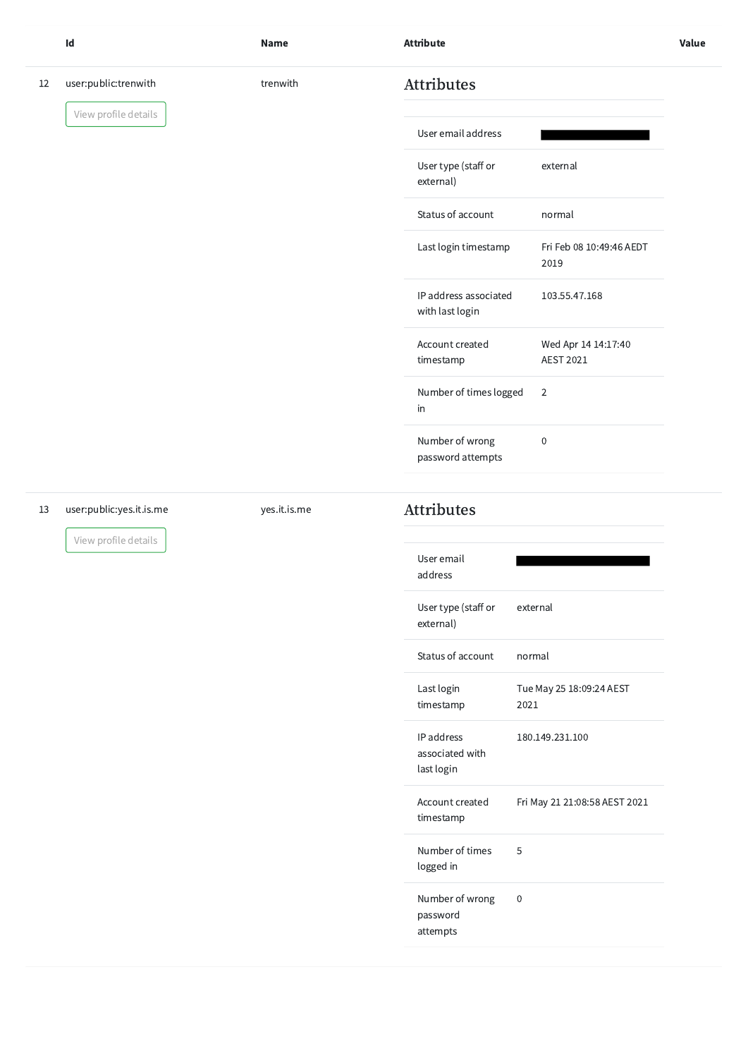| | Id | Name | Attribute | Value |
|---|---|---|---|---|
| 12 | user:public:trenwith<br><br>View profile details | trenwith | **Attributes**<br><br>User email address: ███████████<br>User type (staff or external): external<br>Status of account: normal<br>Last login timestamp: Fri Feb 08 10:49:46 AEDT 2019<br>IP address associated with last login: 103.55.47.168<br>Account created timestamp: Wed Apr 14 14:17:40 AEST 2021<br>Number of times logged in: 2<br>Number of wrong password attempts: 0 | |
| 13 | user:public:yes.it.is.me<br><br>View profile details | yes.it.is.me | **Attributes**<br><br>User email address: ███████████<br>User type (staff or external): external<br>Status of account: normal<br>Last login timestamp: Tue May 25 18:09:24 AEST 2021<br>IP address associated with last login: 180.149.231.100<br>Account created timestamp: Fri May 21 21:08:58 AEST 2021<br>Number of times logged in: 5<br>Number of wrong password attempts: 0 | |